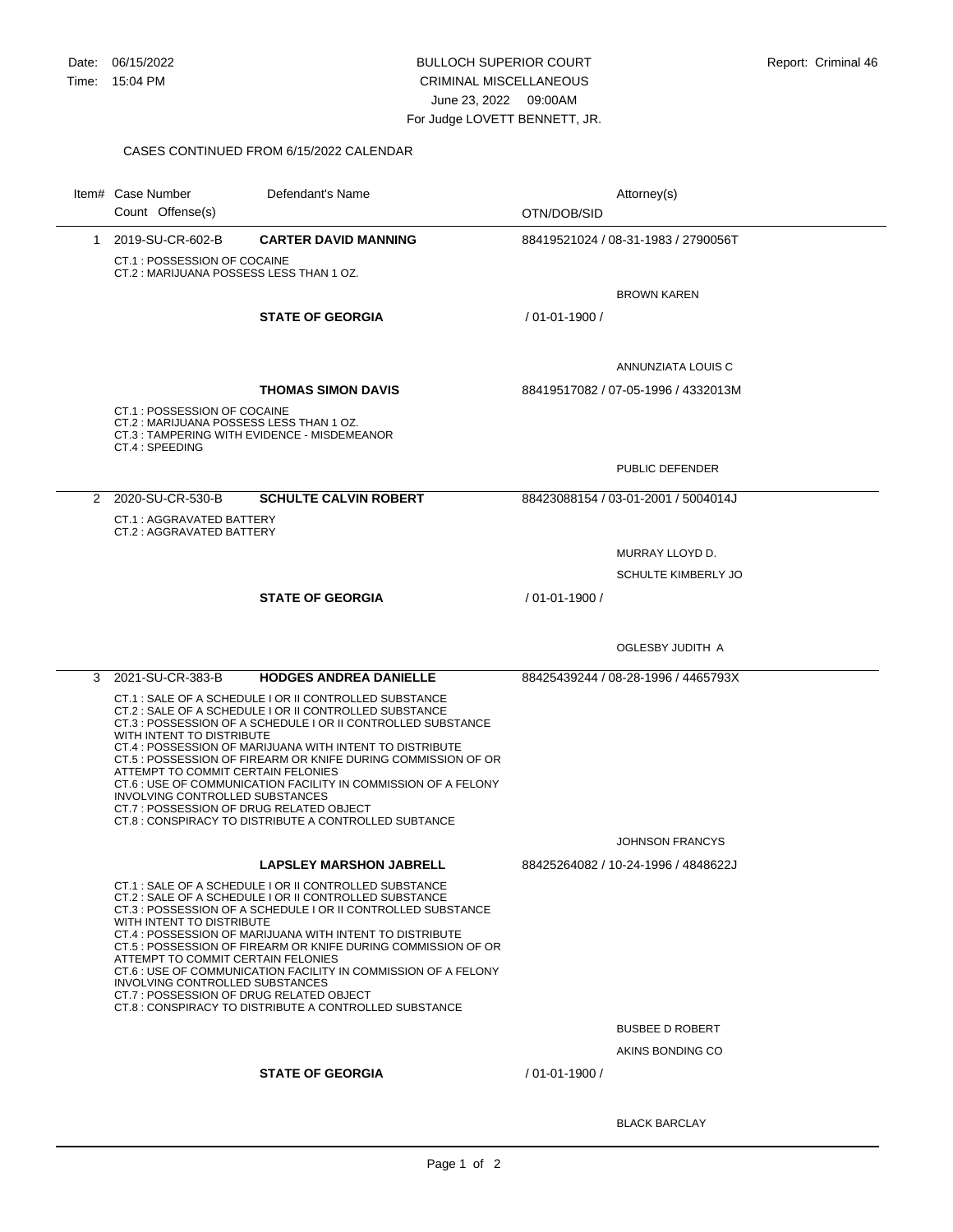Date: 06/15/2022
Time: 15:04 PM

BULLOCH SUPERIOR COURT
CRIMINAL MISCELLANEOUS
June 23, 2022 09:00AM
For Judge LOVETT BENNETT, JR.

Report: Criminal 46

CASES CONTINUED FROM 6/15/2022 CALENDAR

| Item# | Case Number / Count Offense(s) | Defendant's Name | OTN/DOB/SID | Attorney(s) |
|---|---|---|---|---|
| 1 | 2019-SU-CR-602-B | **CARTER DAVID MANNING** | 88419521024 / 08-31-1983 / 2790056T | |
| | CT.1 : POSSESSION OF COCAINE<br>CT.2 : MARIJUANA POSSESS LESS THAN 1 OZ. | | | BROWN KAREN |
| | | **STATE OF GEORGIA** | / 01-01-1900 / | |
| | | | | ANNUNZIATA LOUIS C |
| | | **THOMAS SIMON DAVIS** | 88419517082 / 07-05-1996 / 4332013M | |
| | CT.1 : POSSESSION OF COCAINE<br>CT.2 : MARIJUANA POSSESS LESS THAN 1 OZ.<br>CT.3 : TAMPERING WITH EVIDENCE - MISDEMEANOR<br>CT.4 : SPEEDING | | | PUBLIC DEFENDER |
| 2 | 2020-SU-CR-530-B | **SCHULTE CALVIN ROBERT** | 88423088154 / 03-01-2001 / 5004014J | |
| | CT.1 : AGGRAVATED BATTERY<br>CT.2 : AGGRAVATED BATTERY | | | MURRAY LLOYD D.<br>SCHULTE KIMBERLY JO |
| | | **STATE OF GEORGIA** | / 01-01-1900 / | |
| | | | | OGLESBY JUDITH A |
| 3 | 2021-SU-CR-383-B | **HODGES ANDREA DANIELLE** | 88425439244 / 08-28-1996 / 4465793X | |
| | CT.1 : SALE OF A SCHEDULE I OR II CONTROLLED SUBSTANCE<br>CT.2 : SALE OF A SCHEDULE I OR II CONTROLLED SUBSTANCE<br>CT.3 : POSSESSION OF A SCHEDULE I OR II CONTROLLED SUBSTANCE WITH INTENT TO DISTRIBUTE<br>CT.4 : POSSESSION OF MARIJUANA WITH INTENT TO DISTRIBUTE<br>CT.5 : POSSESSION OF FIREARM OR KNIFE DURING COMMISSION OF OR ATTEMPT TO COMMIT CERTAIN FELONIES<br>CT.6 : USE OF COMMUNICATION FACILITY IN COMMISSION OF A FELONY INVOLVING CONTROLLED SUBSTANCES<br>CT.7 : POSSESSION OF DRUG RELATED OBJECT<br>CT.8 : CONSPIRACY TO DISTRIBUTE A CONTROLLED SUBTANCE | | | JOHNSON FRANCYS |
| | | **LAPSLEY MARSHON JABRELL** | 88425264082 / 10-24-1996 / 4848622J | |
| | CT.1 : SALE OF A SCHEDULE I OR II CONTROLLED SUBSTANCE<br>CT.2 : SALE OF A SCHEDULE I OR II CONTROLLED SUBSTANCE<br>CT.3 : POSSESSION OF A SCHEDULE I OR II CONTROLLED SUBSTANCE WITH INTENT TO DISTRIBUTE<br>CT.4 : POSSESSION OF MARIJUANA WITH INTENT TO DISTRIBUTE<br>CT.5 : POSSESSION OF FIREARM OR KNIFE DURING COMMISSION OF OR ATTEMPT TO COMMIT CERTAIN FELONIES<br>CT.6 : USE OF COMMUNICATION FACILITY IN COMMISSION OF A FELONY INVOLVING CONTROLLED SUBSTANCES<br>CT.7 : POSSESSION OF DRUG RELATED OBJECT<br>CT.8 : CONSPIRACY TO DISTRIBUTE A CONTROLLED SUBSTANCE | | | BUSBEE D ROBERT<br>AKINS BONDING CO |
| | | **STATE OF GEORGIA** | / 01-01-1900 / | |
| | | | | BLACK BARCLAY |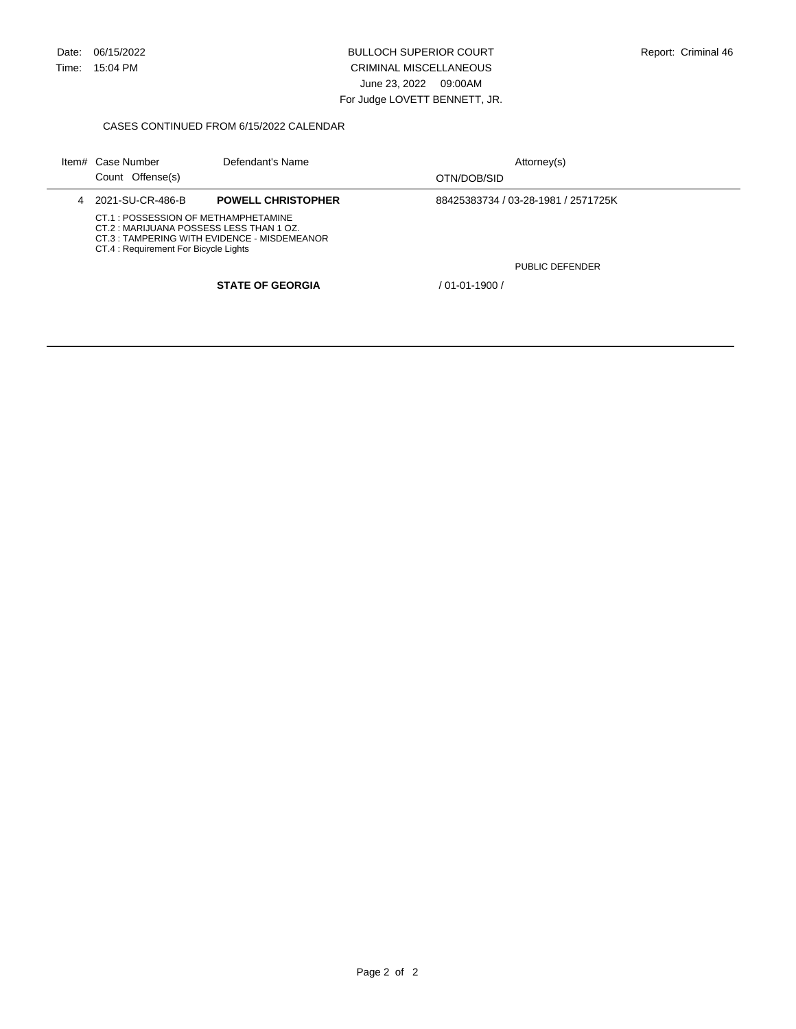Date: 06/15/2022
Time: 15:04 PM

BULLOCH SUPERIOR COURT
CRIMINAL MISCELLANEOUS
June 23, 2022 09:00AM
For Judge LOVETT BENNETT, JR.

Report: Criminal 46

CASES CONTINUED FROM 6/15/2022 CALENDAR

| Item# | Case Number / Count Offense(s) | Defendant's Name | Attorney(s) / OTN/DOB/SID |
|---|---|---|---|
| 4 | 2021-SU-CR-486-B | **POWELL CHRISTOPHER** | 88425383734 / 03-28-1981 / 2571725K |
| | CT.1 : POSSESSION OF METHAMPHETAMINE<br>CT.2 : MARIJUANA POSSESS LESS THAN 1 OZ.<br>CT.3 : TAMPERING WITH EVIDENCE - MISDEMEANOR<br>CT.4 : Requirement For Bicycle Lights | | |
| | | | PUBLIC DEFENDER |
| | | **STATE OF GEORGIA** | / 01-01-1900 / |